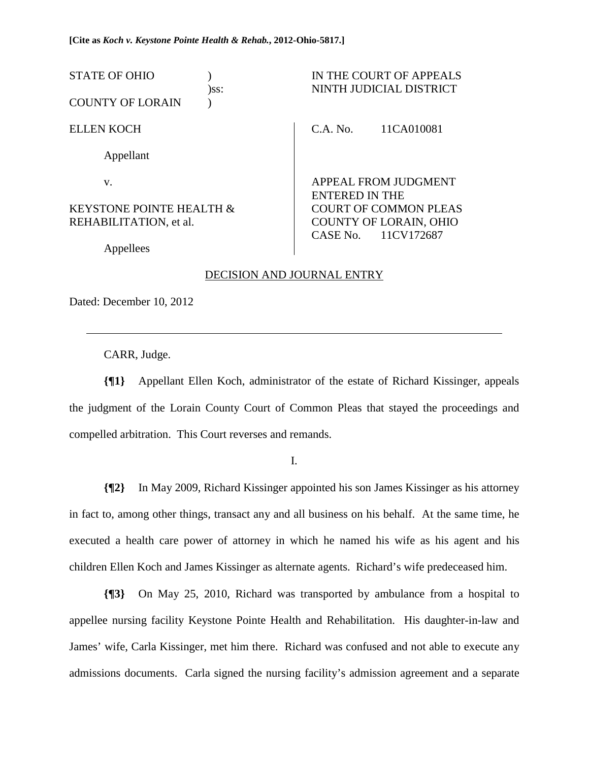**[Cite as *Koch v. Keystone Pointe Health & Rehab.*, 2012-Ohio-5817.]**

| | | |
|---|---|---|
| STATE OF OHIO )<br>)ss:<br>COUNTY OF LORAIN ) | | IN THE COURT OF APPEALS<br>NINTH JUDICIAL DISTRICT |
| ELLEN KOCH<br><br>Appellant<br><br>v.<br><br>KEYSTONE POINTE HEALTH & REHABILITATION, et al.<br><br>Appellees | | C.A. No. 11CA010081<br><br>APPEAL FROM JUDGMENT ENTERED IN THE COURT OF COMMON PLEAS COUNTY OF LORAIN, OHIO<br>CASE No. 11CV172687 |

DECISION AND JOURNAL ENTRY

Dated: December 10, 2012

---

CARR, Judge.

**{¶1}** Appellant Ellen Koch, administrator of the estate of Richard Kissinger, appeals the judgment of the Lorain County Court of Common Pleas that stayed the proceedings and compelled arbitration. This Court reverses and remands.

I.

**{¶2}** In May 2009, Richard Kissinger appointed his son James Kissinger as his attorney in fact to, among other things, transact any and all business on his behalf. At the same time, he executed a health care power of attorney in which he named his wife as his agent and his children Ellen Koch and James Kissinger as alternate agents. Richard's wife predeceased him.

**{¶3}** On May 25, 2010, Richard was transported by ambulance from a hospital to appellee nursing facility Keystone Pointe Health and Rehabilitation. His daughter-in-law and James' wife, Carla Kissinger, met him there. Richard was confused and not able to execute any admissions documents. Carla signed the nursing facility's admission agreement and a separate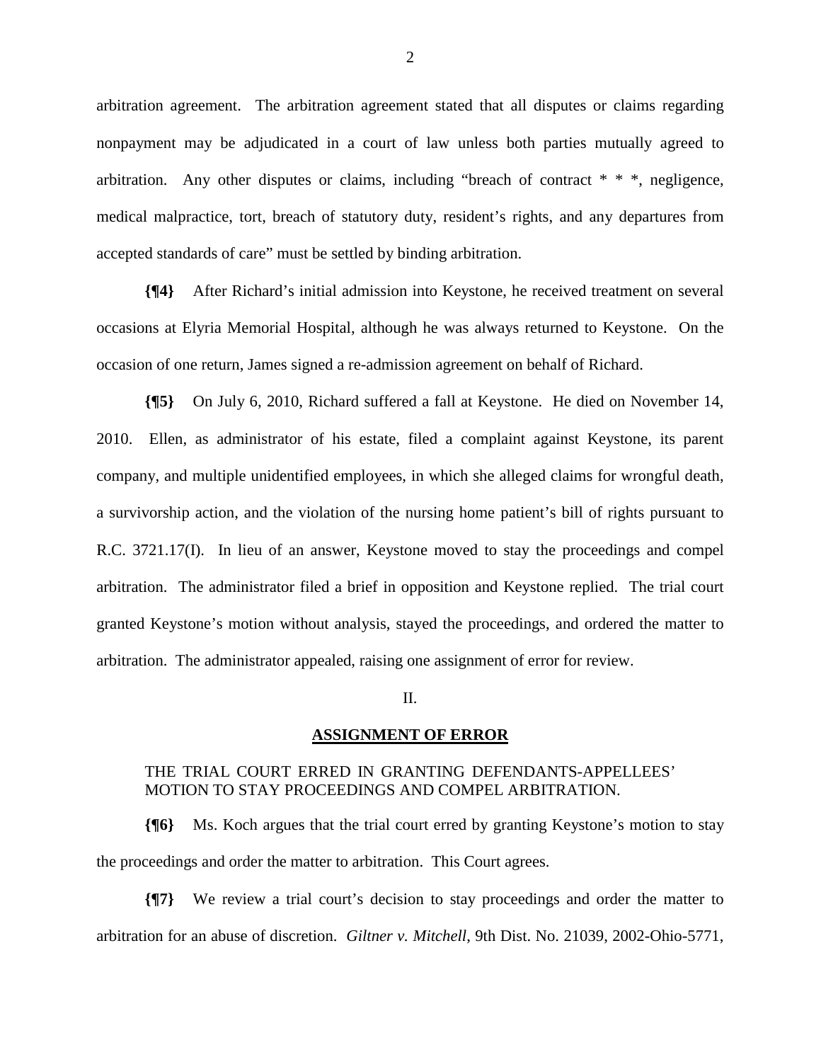arbitration agreement. The arbitration agreement stated that all disputes or claims regarding nonpayment may be adjudicated in a court of law unless both parties mutually agreed to arbitration. Any other disputes or claims, including "breach of contract * * *, negligence, medical malpractice, tort, breach of statutory duty, resident's rights, and any departures from accepted standards of care" must be settled by binding arbitration.

**{¶4}** After Richard's initial admission into Keystone, he received treatment on several occasions at Elyria Memorial Hospital, although he was always returned to Keystone. On the occasion of one return, James signed a re-admission agreement on behalf of Richard.

**{¶5}** On July 6, 2010, Richard suffered a fall at Keystone. He died on November 14, 2010. Ellen, as administrator of his estate, filed a complaint against Keystone, its parent company, and multiple unidentified employees, in which she alleged claims for wrongful death, a survivorship action, and the violation of the nursing home patient's bill of rights pursuant to R.C. 3721.17(I). In lieu of an answer, Keystone moved to stay the proceedings and compel arbitration. The administrator filed a brief in opposition and Keystone replied. The trial court granted Keystone's motion without analysis, stayed the proceedings, and ordered the matter to arbitration. The administrator appealed, raising one assignment of error for review.

II.

## ASSIGNMENT OF ERROR

THE TRIAL COURT ERRED IN GRANTING DEFENDANTS-APPELLEES' MOTION TO STAY PROCEEDINGS AND COMPEL ARBITRATION.

**{¶6}** Ms. Koch argues that the trial court erred by granting Keystone's motion to stay the proceedings and order the matter to arbitration. This Court agrees.

**{¶7}** We review a trial court's decision to stay proceedings and order the matter to arbitration for an abuse of discretion. *Giltner v. Mitchell*, 9th Dist. No. 21039, 2002-Ohio-5771,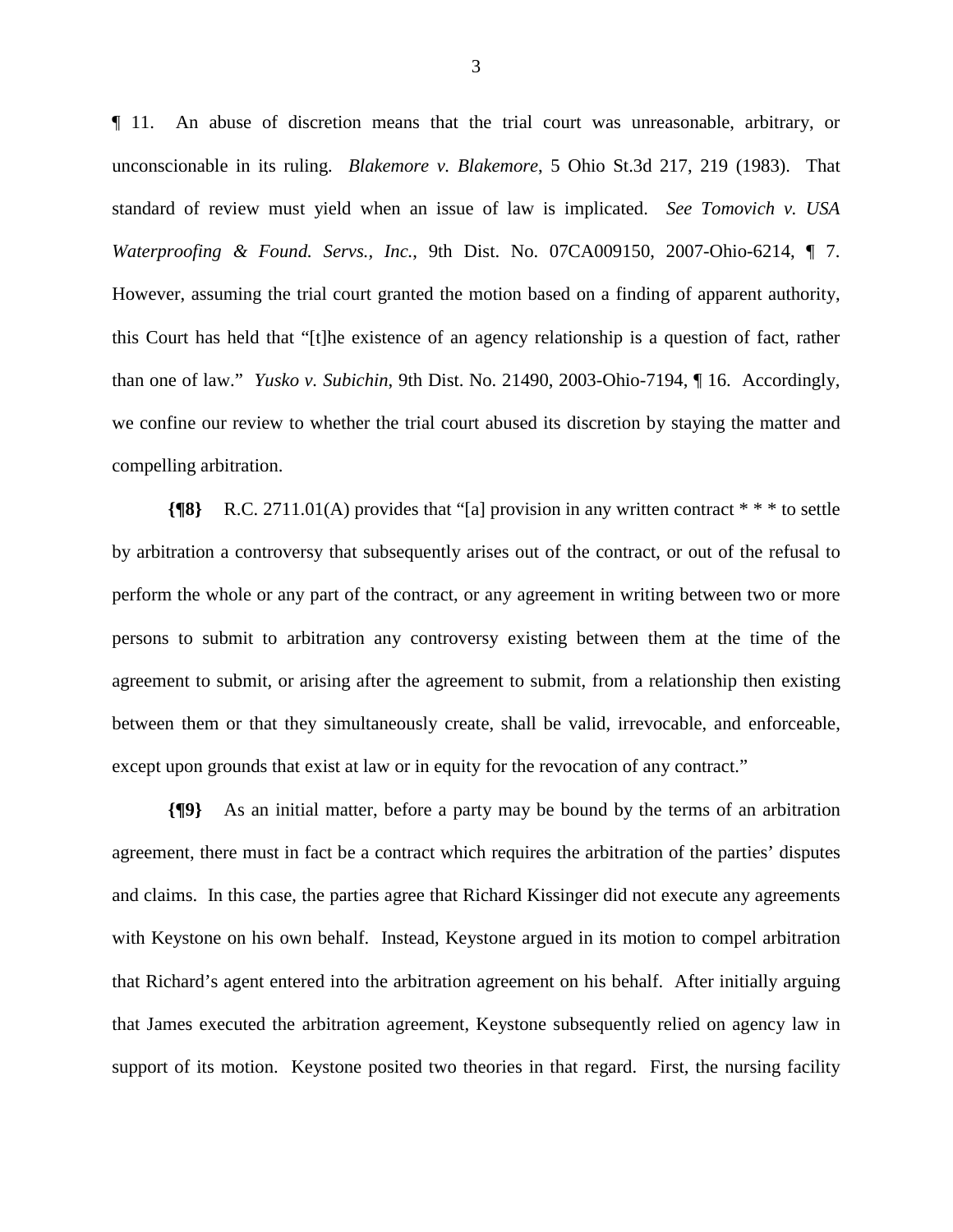¶ 11. An abuse of discretion means that the trial court was unreasonable, arbitrary, or unconscionable in its ruling. *Blakemore v. Blakemore*, 5 Ohio St.3d 217, 219 (1983). That standard of review must yield when an issue of law is implicated. *See Tomovich v. USA Waterproofing & Found. Servs., Inc.*, 9th Dist. No. 07CA009150, 2007-Ohio-6214, ¶ 7. However, assuming the trial court granted the motion based on a finding of apparent authority, this Court has held that "[t]he existence of an agency relationship is a question of fact, rather than one of law." *Yusko v. Subichin*, 9th Dist. No. 21490, 2003-Ohio-7194, ¶ 16. Accordingly, we confine our review to whether the trial court abused its discretion by staying the matter and compelling arbitration.

**{¶8}** R.C. 2711.01(A) provides that "[a] provision in any written contract * * * to settle by arbitration a controversy that subsequently arises out of the contract, or out of the refusal to perform the whole or any part of the contract, or any agreement in writing between two or more persons to submit to arbitration any controversy existing between them at the time of the agreement to submit, or arising after the agreement to submit, from a relationship then existing between them or that they simultaneously create, shall be valid, irrevocable, and enforceable, except upon grounds that exist at law or in equity for the revocation of any contract."

**{¶9}** As an initial matter, before a party may be bound by the terms of an arbitration agreement, there must in fact be a contract which requires the arbitration of the parties' disputes and claims. In this case, the parties agree that Richard Kissinger did not execute any agreements with Keystone on his own behalf. Instead, Keystone argued in its motion to compel arbitration that Richard's agent entered into the arbitration agreement on his behalf. After initially arguing that James executed the arbitration agreement, Keystone subsequently relied on agency law in support of its motion. Keystone posited two theories in that regard. First, the nursing facility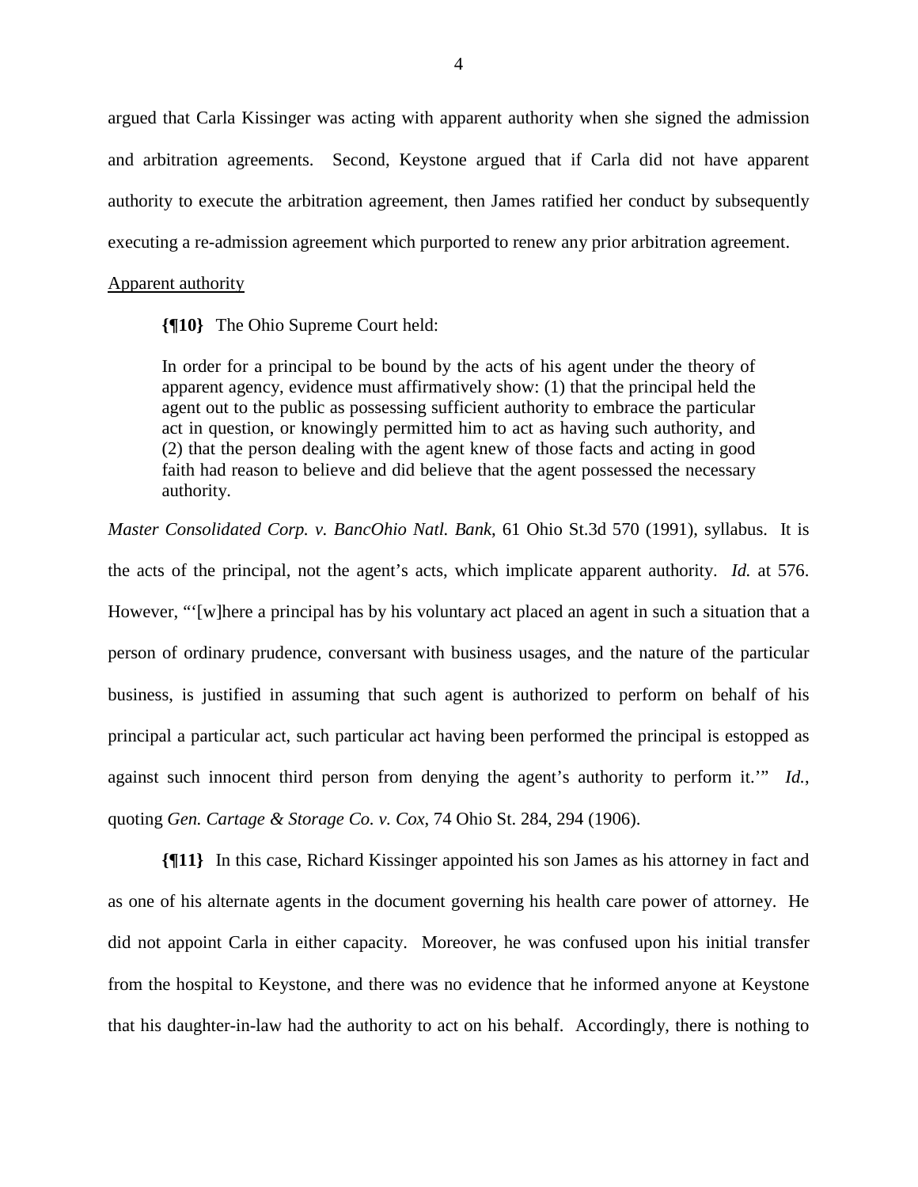argued that Carla Kissinger was acting with apparent authority when she signed the admission and arbitration agreements. Second, Keystone argued that if Carla did not have apparent authority to execute the arbitration agreement, then James ratified her conduct by subsequently executing a re-admission agreement which purported to renew any prior arbitration agreement.

Apparent authority

**{¶10}** The Ohio Supreme Court held:

> In order for a principal to be bound by the acts of his agent under the theory of apparent agency, evidence must affirmatively show: (1) that the principal held the agent out to the public as possessing sufficient authority to embrace the particular act in question, or knowingly permitted him to act as having such authority, and (2) that the person dealing with the agent knew of those facts and acting in good faith had reason to believe and did believe that the agent possessed the necessary authority.

*Master Consolidated Corp. v. BancOhio Natl. Bank*, 61 Ohio St.3d 570 (1991), syllabus. It is the acts of the principal, not the agent's acts, which implicate apparent authority. *Id.* at 576. However, "'[w]here a principal has by his voluntary act placed an agent in such a situation that a person of ordinary prudence, conversant with business usages, and the nature of the particular business, is justified in assuming that such agent is authorized to perform on behalf of his principal a particular act, such particular act having been performed the principal is estopped as against such innocent third person from denying the agent's authority to perform it.'" *Id.*, quoting *Gen. Cartage & Storage Co. v. Cox*, 74 Ohio St. 284, 294 (1906).

**{¶11}** In this case, Richard Kissinger appointed his son James as his attorney in fact and as one of his alternate agents in the document governing his health care power of attorney. He did not appoint Carla in either capacity. Moreover, he was confused upon his initial transfer from the hospital to Keystone, and there was no evidence that he informed anyone at Keystone that his daughter-in-law had the authority to act on his behalf. Accordingly, there is nothing to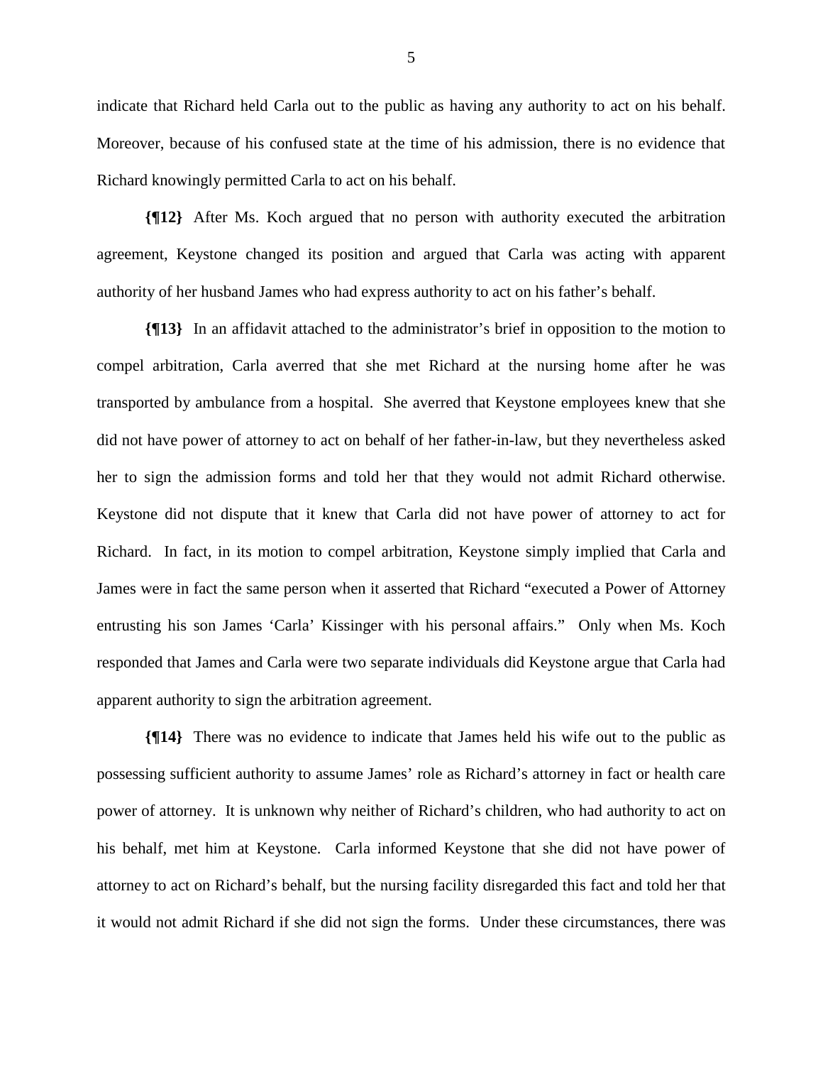indicate that Richard held Carla out to the public as having any authority to act on his behalf. Moreover, because of his confused state at the time of his admission, there is no evidence that Richard knowingly permitted Carla to act on his behalf.

**{¶12}** After Ms. Koch argued that no person with authority executed the arbitration agreement, Keystone changed its position and argued that Carla was acting with apparent authority of her husband James who had express authority to act on his father's behalf.

**{¶13}** In an affidavit attached to the administrator's brief in opposition to the motion to compel arbitration, Carla averred that she met Richard at the nursing home after he was transported by ambulance from a hospital. She averred that Keystone employees knew that she did not have power of attorney to act on behalf of her father-in-law, but they nevertheless asked her to sign the admission forms and told her that they would not admit Richard otherwise. Keystone did not dispute that it knew that Carla did not have power of attorney to act for Richard. In fact, in its motion to compel arbitration, Keystone simply implied that Carla and James were in fact the same person when it asserted that Richard "executed a Power of Attorney entrusting his son James 'Carla' Kissinger with his personal affairs." Only when Ms. Koch responded that James and Carla were two separate individuals did Keystone argue that Carla had apparent authority to sign the arbitration agreement.

**{¶14}** There was no evidence to indicate that James held his wife out to the public as possessing sufficient authority to assume James' role as Richard's attorney in fact or health care power of attorney. It is unknown why neither of Richard's children, who had authority to act on his behalf, met him at Keystone. Carla informed Keystone that she did not have power of attorney to act on Richard's behalf, but the nursing facility disregarded this fact and told her that it would not admit Richard if she did not sign the forms. Under these circumstances, there was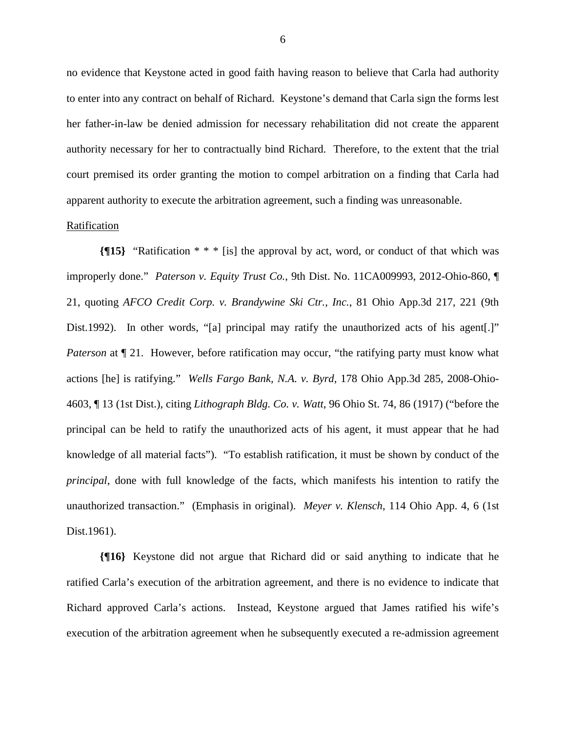no evidence that Keystone acted in good faith having reason to believe that Carla had authority to enter into any contract on behalf of Richard. Keystone's demand that Carla sign the forms lest her father-in-law be denied admission for necessary rehabilitation did not create the apparent authority necessary for her to contractually bind Richard. Therefore, to the extent that the trial court premised its order granting the motion to compel arbitration on a finding that Carla had apparent authority to execute the arbitration agreement, such a finding was unreasonable.

Ratification

**{¶15}** "Ratification * * * [is] the approval by act, word, or conduct of that which was improperly done." *Paterson v. Equity Trust Co.*, 9th Dist. No. 11CA009993, 2012-Ohio-860, ¶ 21, quoting *AFCO Credit Corp. v. Brandywine Ski Ctr., Inc.*, 81 Ohio App.3d 217, 221 (9th Dist.1992). In other words, "[a] principal may ratify the unauthorized acts of his agent[.]" *Paterson* at ¶ 21. However, before ratification may occur, "the ratifying party must know what actions [he] is ratifying." *Wells Fargo Bank, N.A. v. Byrd*, 178 Ohio App.3d 285, 2008-Ohio-4603, ¶ 13 (1st Dist.), citing *Lithograph Bldg. Co. v. Watt*, 96 Ohio St. 74, 86 (1917) ("before the principal can be held to ratify the unauthorized acts of his agent, it must appear that he had knowledge of all material facts"). "To establish ratification, it must be shown by conduct of the *principal*, done with full knowledge of the facts, which manifests his intention to ratify the unauthorized transaction." (Emphasis in original). *Meyer v. Klensch*, 114 Ohio App. 4, 6 (1st Dist.1961).

**{¶16}** Keystone did not argue that Richard did or said anything to indicate that he ratified Carla's execution of the arbitration agreement, and there is no evidence to indicate that Richard approved Carla's actions. Instead, Keystone argued that James ratified his wife's execution of the arbitration agreement when he subsequently executed a re-admission agreement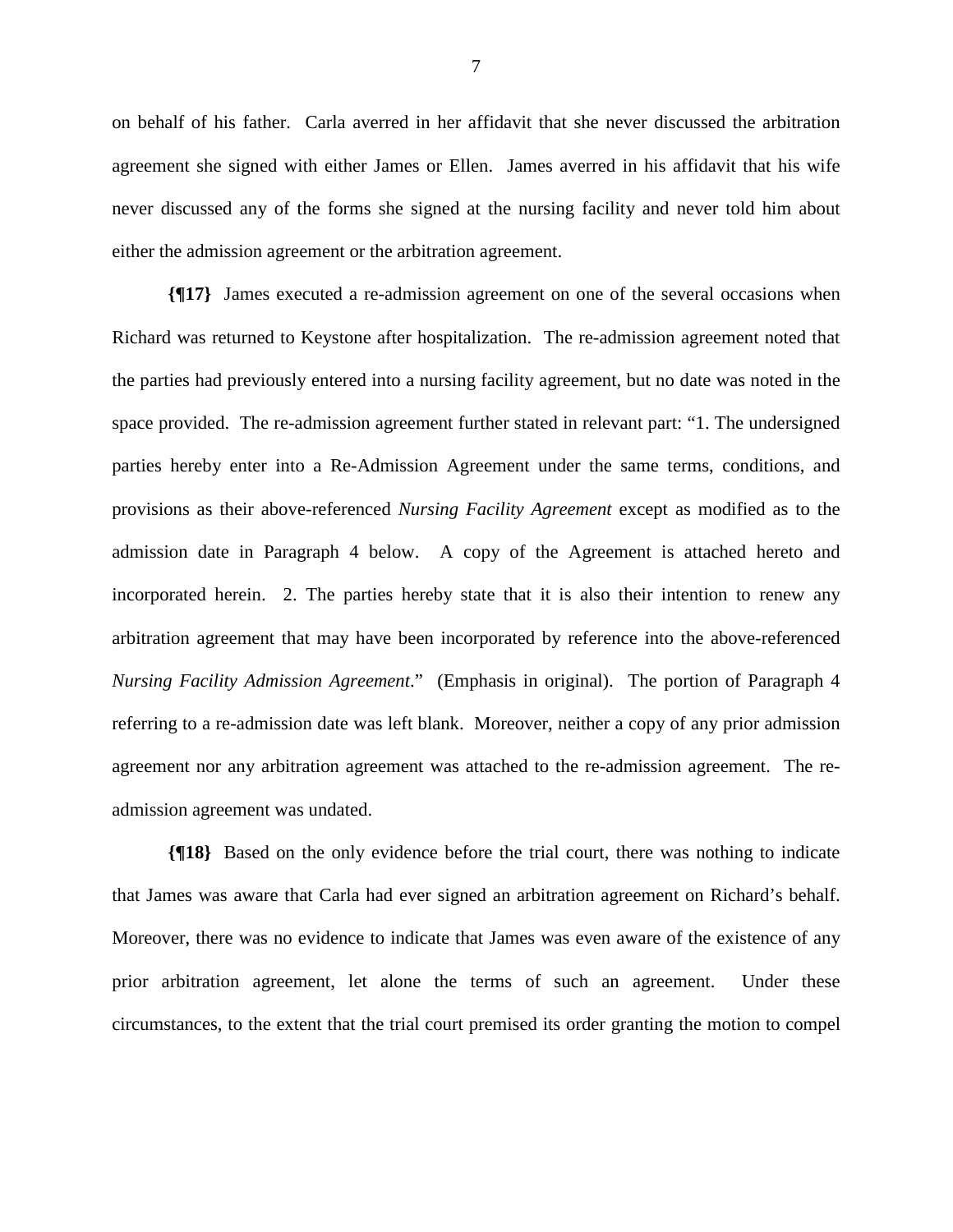on behalf of his father. Carla averred in her affidavit that she never discussed the arbitration agreement she signed with either James or Ellen. James averred in his affidavit that his wife never discussed any of the forms she signed at the nursing facility and never told him about either the admission agreement or the arbitration agreement.

**{¶17}** James executed a re-admission agreement on one of the several occasions when Richard was returned to Keystone after hospitalization. The re-admission agreement noted that the parties had previously entered into a nursing facility agreement, but no date was noted in the space provided. The re-admission agreement further stated in relevant part: "1. The undersigned parties hereby enter into a Re-Admission Agreement under the same terms, conditions, and provisions as their above-referenced *Nursing Facility Agreement* except as modified as to the admission date in Paragraph 4 below. A copy of the Agreement is attached hereto and incorporated herein. 2. The parties hereby state that it is also their intention to renew any arbitration agreement that may have been incorporated by reference into the above-referenced *Nursing Facility Admission Agreement*." (Emphasis in original). The portion of Paragraph 4 referring to a re-admission date was left blank. Moreover, neither a copy of any prior admission agreement nor any arbitration agreement was attached to the re-admission agreement. The re-admission agreement was undated.

**{¶18}** Based on the only evidence before the trial court, there was nothing to indicate that James was aware that Carla had ever signed an arbitration agreement on Richard's behalf. Moreover, there was no evidence to indicate that James was even aware of the existence of any prior arbitration agreement, let alone the terms of such an agreement. Under these circumstances, to the extent that the trial court premised its order granting the motion to compel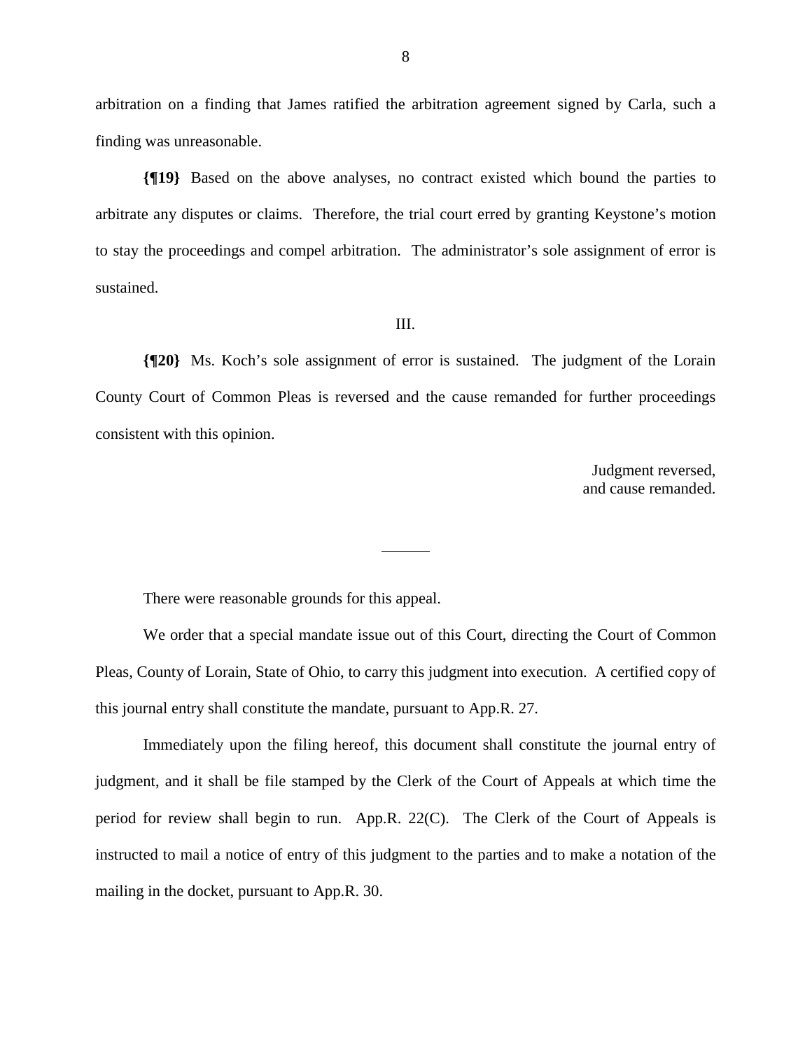arbitration on a finding that James ratified the arbitration agreement signed by Carla, such a finding was unreasonable.

**{¶19}** Based on the above analyses, no contract existed which bound the parties to arbitrate any disputes or claims. Therefore, the trial court erred by granting Keystone's motion to stay the proceedings and compel arbitration. The administrator's sole assignment of error is sustained.

III.

**{¶20}** Ms. Koch's sole assignment of error is sustained. The judgment of the Lorain County Court of Common Pleas is reversed and the cause remanded for further proceedings consistent with this opinion.

Judgment reversed,
and cause remanded.

---

There were reasonable grounds for this appeal.

We order that a special mandate issue out of this Court, directing the Court of Common Pleas, County of Lorain, State of Ohio, to carry this judgment into execution. A certified copy of this journal entry shall constitute the mandate, pursuant to App.R. 27.

Immediately upon the filing hereof, this document shall constitute the journal entry of judgment, and it shall be file stamped by the Clerk of the Court of Appeals at which time the period for review shall begin to run. App.R. 22(C). The Clerk of the Court of Appeals is instructed to mail a notice of entry of this judgment to the parties and to make a notation of the mailing in the docket, pursuant to App.R. 30.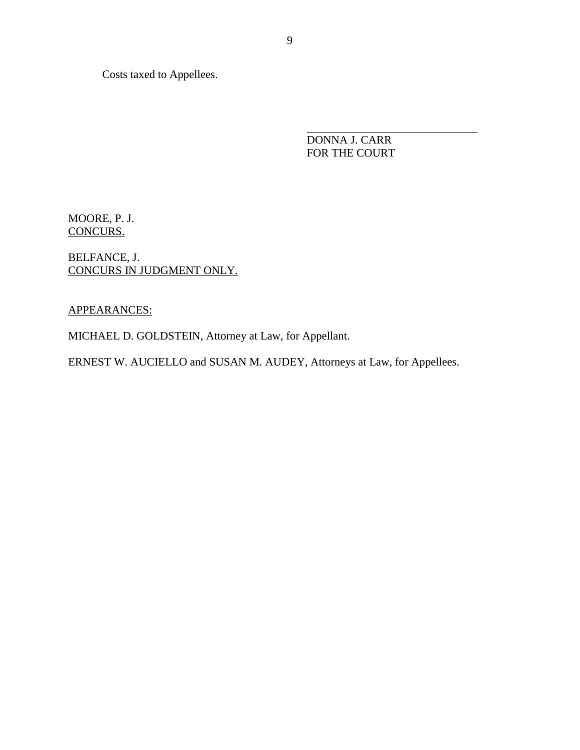Costs taxed to Appellees.

DONNA J. CARR
FOR THE COURT

MOORE, P. J.
CONCURS.

BELFANCE, J.
CONCURS IN JUDGMENT ONLY.

APPEARANCES:

MICHAEL D. GOLDSTEIN, Attorney at Law, for Appellant.

ERNEST W. AUCIELLO and SUSAN M. AUDEY, Attorneys at Law, for Appellees.